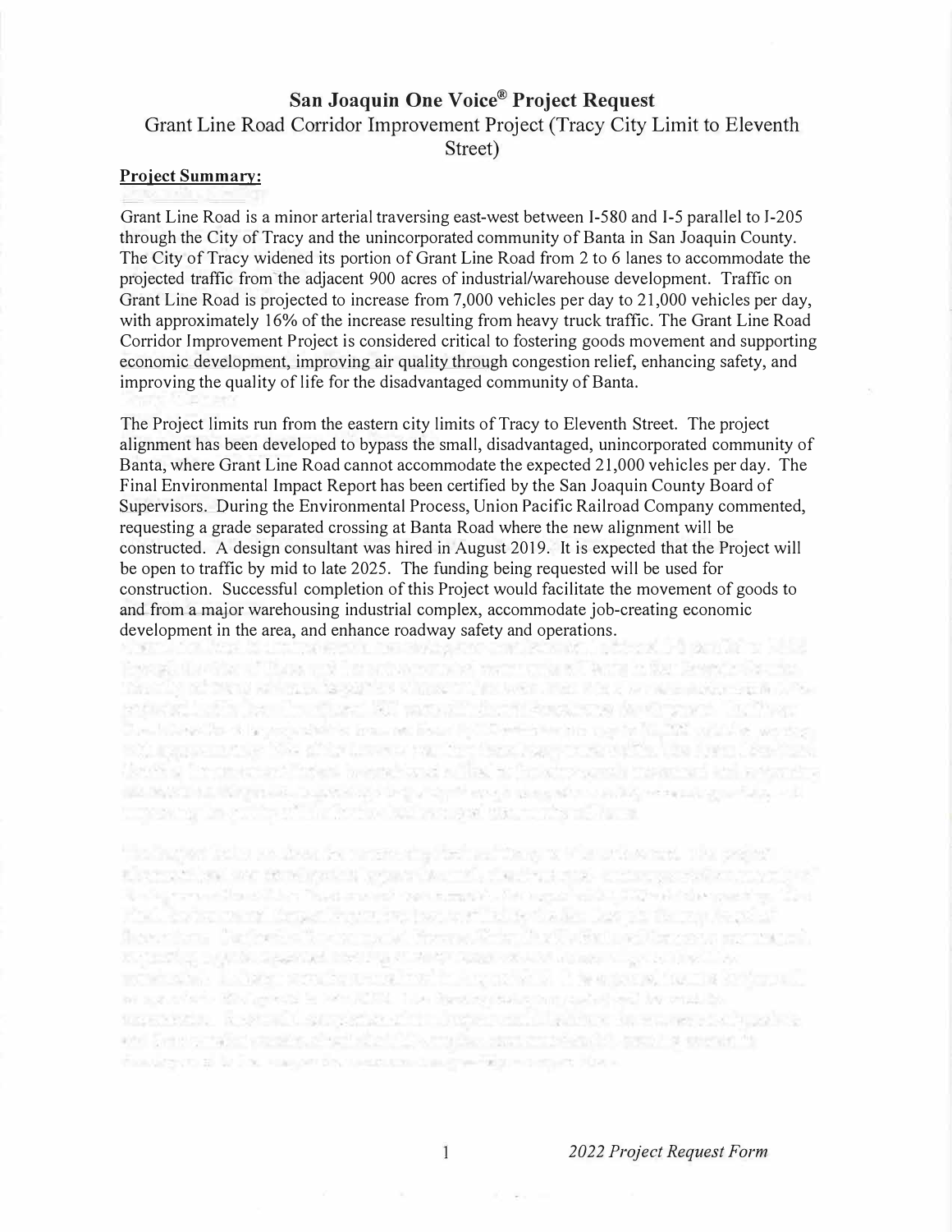# San Joaquin One Voice® Project Request

## Grant Line Road Corridor Improvement Project (Tracy City Limit to Eleventh Street)

**Project Summary:**

Grant Line Road is a minor arterial traversing east-west between I-580 and I-5 parallel to I-205 through the City of Tracy and the unincorporated community of Banta in San Joaquin County. The City of Tracy widened its portion of Grant Line Road from 2 to 6 lanes to accommodate the projected traffic from the adjacent 900 acres of industrial/warehouse development. Traffic on Grant Line Road is projected to increase from 7,000 vehicles per day to 21,000 vehicles per day, with approximately 16% of the increase resulting from heavy truck traffic. The Grant Line Road Corridor Improvement Project is considered critical to fostering goods movement and supporting economic development, improving air quality through congestion relief, enhancing safety, and improving the quality of life for the disadvantaged community of Banta.

The Project limits run from the eastern city limits of Tracy to Eleventh Street. The project alignment has been developed to bypass the small, disadvantaged, unincorporated community of Banta, where Grant Line Road cannot accommodate the expected 21,000 vehicles per day. The Final Environmental Impact Report has been certified by the San Joaquin County Board of Supervisors. During the Environmental Process, Union Pacific Railroad Company commented, requesting a grade separated crossing at Banta Road where the new alignment will be constructed. A design consultant was hired in August 2019. It is expected that the Project will be open to traffic by mid to late 2025. The funding being requested will be used for construction. Successful completion of this Project would facilitate the movement of goods to and from a major warehousing industrial complex, accommodate job-creating economic development in the area, and enhance roadway safety and operations.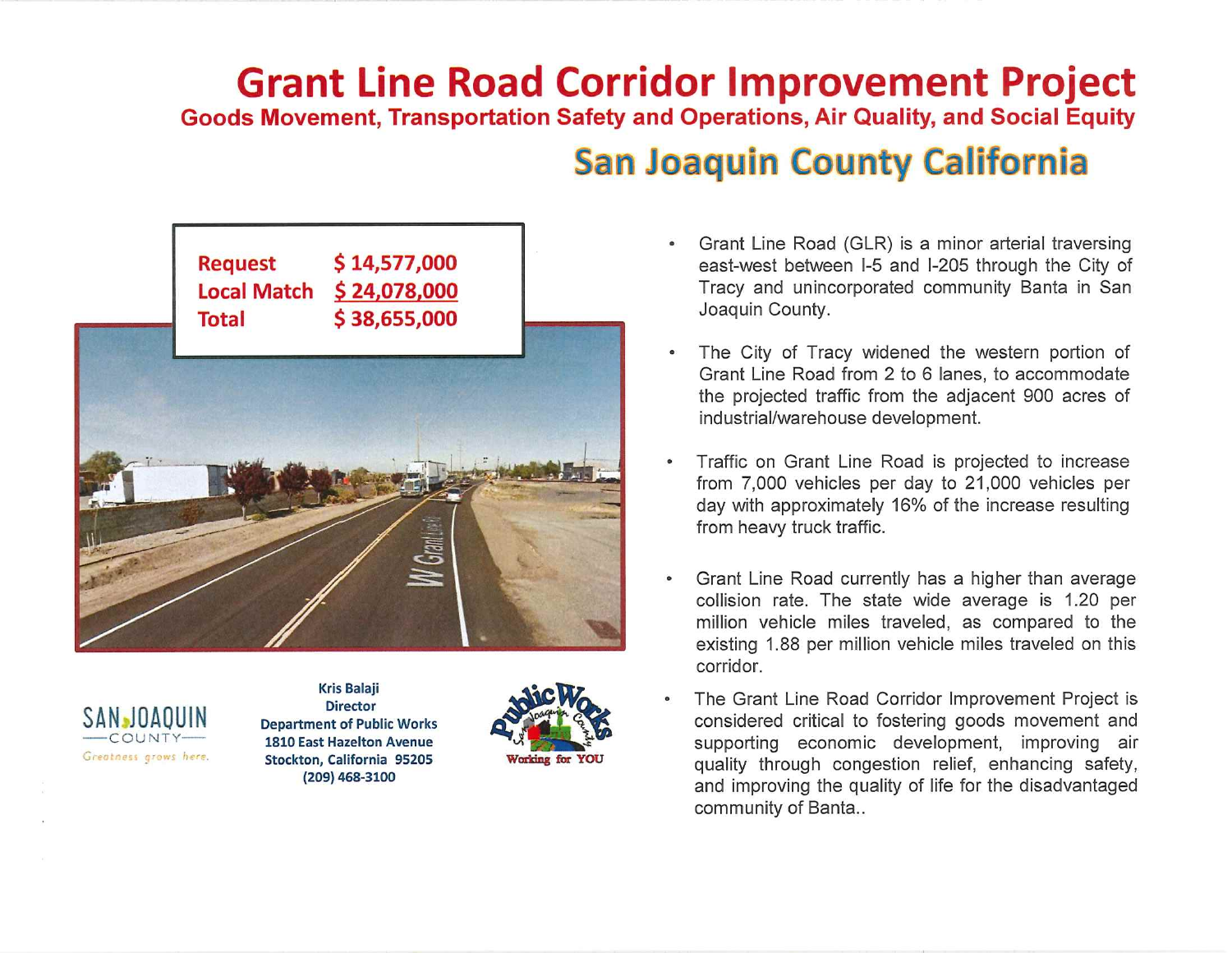# Grant Line Road Corridor Improvement Project

## Goods Movement, Transportation Safety and Operations, Air Quality, and Social Equity

## San Joaquin County California

| | |
|---|---|
| **Request** | **$ 14,577,000** |
| **Local Match** | **$ 24,078,000** |
| **Total** | **$ 38,655,000** |

- Grant Line Road (GLR) is a minor arterial traversing east-west between I-5 and I-205 through the City of Tracy and unincorporated community Banta in San Joaquin County.
- The City of Tracy widened the western portion of Grant Line Road from 2 to 6 lanes, to accommodate the projected traffic from the adjacent 900 acres of industrial/warehouse development.
- Traffic on Grant Line Road is projected to increase from 7,000 vehicles per day to 21,000 vehicles per day with approximately 16% of the increase resulting from heavy truck traffic.
- Grant Line Road currently has a higher than average collision rate. The state wide average is 1.20 per million vehicle miles traveled, as compared to the existing 1.88 per million vehicle miles traveled on this corridor.
- The Grant Line Road Corridor Improvement Project is considered critical to fostering goods movement and supporting economic development, improving air quality through congestion relief, enhancing safety, and improving the quality of life for the disadvantaged community of Banta..

SAN JOAQUIN COUNTY
*Greatness grows here.*

**Kris Balaji**
**Director**
**Department of Public Works**
**1810 East Hazelton Avenue**
**Stockton, California 95205**
**(209) 468-3100**

Public Works San Joaquin County
Working for YOU